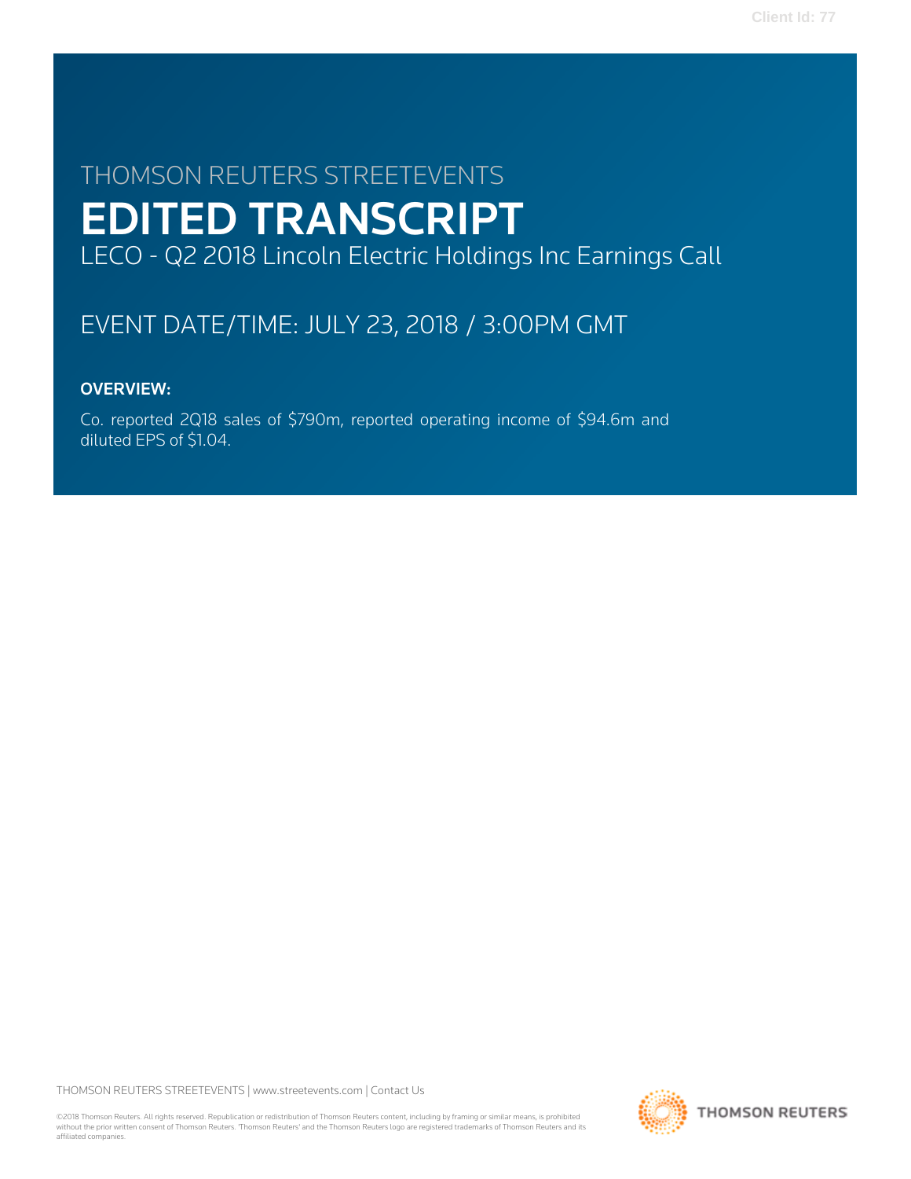# THOMSON REUTERS STREETEVENTS

# EDITED TRANSCRIPT

## LECO - Q2 2018 Lincoln Electric Holdings Inc Earnings Call

EVENT DATE/TIME: JULY 23, 2018 / 3:00PM GMT

**OVERVIEW:**

Co. reported 2Q18 sales of $790m, reported operating income of $94.6m and diluted EPS of $1.04.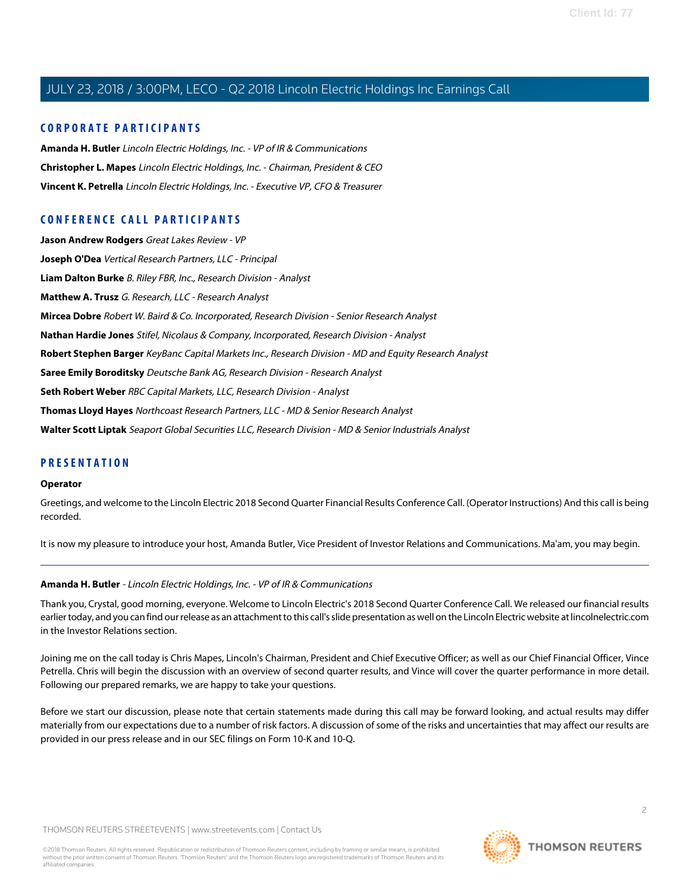## CORPORATE PARTICIPANTS

**Amanda H. Butler** *Lincoln Electric Holdings, Inc. - VP of IR & Communications*

**Christopher L. Mapes** *Lincoln Electric Holdings, Inc. - Chairman, President & CEO*

**Vincent K. Petrella** *Lincoln Electric Holdings, Inc. - Executive VP, CFO & Treasurer*

## CONFERENCE CALL PARTICIPANTS

**Jason Andrew Rodgers** *Great Lakes Review - VP*

**Joseph O'Dea** *Vertical Research Partners, LLC - Principal*

**Liam Dalton Burke** *B. Riley FBR, Inc., Research Division - Analyst*

**Matthew A. Trusz** *G. Research, LLC - Research Analyst*

**Mircea Dobre** *Robert W. Baird & Co. Incorporated, Research Division - Senior Research Analyst*

**Nathan Hardie Jones** *Stifel, Nicolaus & Company, Incorporated, Research Division - Analyst*

**Robert Stephen Barger** *KeyBanc Capital Markets Inc., Research Division - MD and Equity Research Analyst*

**Saree Emily Boroditsky** *Deutsche Bank AG, Research Division - Research Analyst*

**Seth Robert Weber** *RBC Capital Markets, LLC, Research Division - Analyst*

**Thomas Lloyd Hayes** *Northcoast Research Partners, LLC - MD & Senior Research Analyst*

**Walter Scott Liptak** *Seaport Global Securities LLC, Research Division - MD & Senior Industrials Analyst*

## PRESENTATION

**Operator**

Greetings, and welcome to the Lincoln Electric 2018 Second Quarter Financial Results Conference Call. (Operator Instructions) And this call is being recorded.

It is now my pleasure to introduce your host, Amanda Butler, Vice President of Investor Relations and Communications. Ma'am, you may begin.

---

**Amanda H. Butler** - *Lincoln Electric Holdings, Inc. - VP of IR & Communications*

Thank you, Crystal, good morning, everyone. Welcome to Lincoln Electric's 2018 Second Quarter Conference Call. We released our financial results earlier today, and you can find our release as an attachment to this call's slide presentation as well on the Lincoln Electric website at lincolnelectric.com in the Investor Relations section.

Joining me on the call today is Chris Mapes, Lincoln's Chairman, President and Chief Executive Officer; as well as our Chief Financial Officer, Vince Petrella. Chris will begin the discussion with an overview of second quarter results, and Vince will cover the quarter performance in more detail. Following our prepared remarks, we are happy to take your questions.

Before we start our discussion, please note that certain statements made during this call may be forward looking, and actual results may differ materially from our expectations due to a number of risk factors. A discussion of some of the risks and uncertainties that may affect our results are provided in our press release and in our SEC filings on Form 10-K and 10-Q.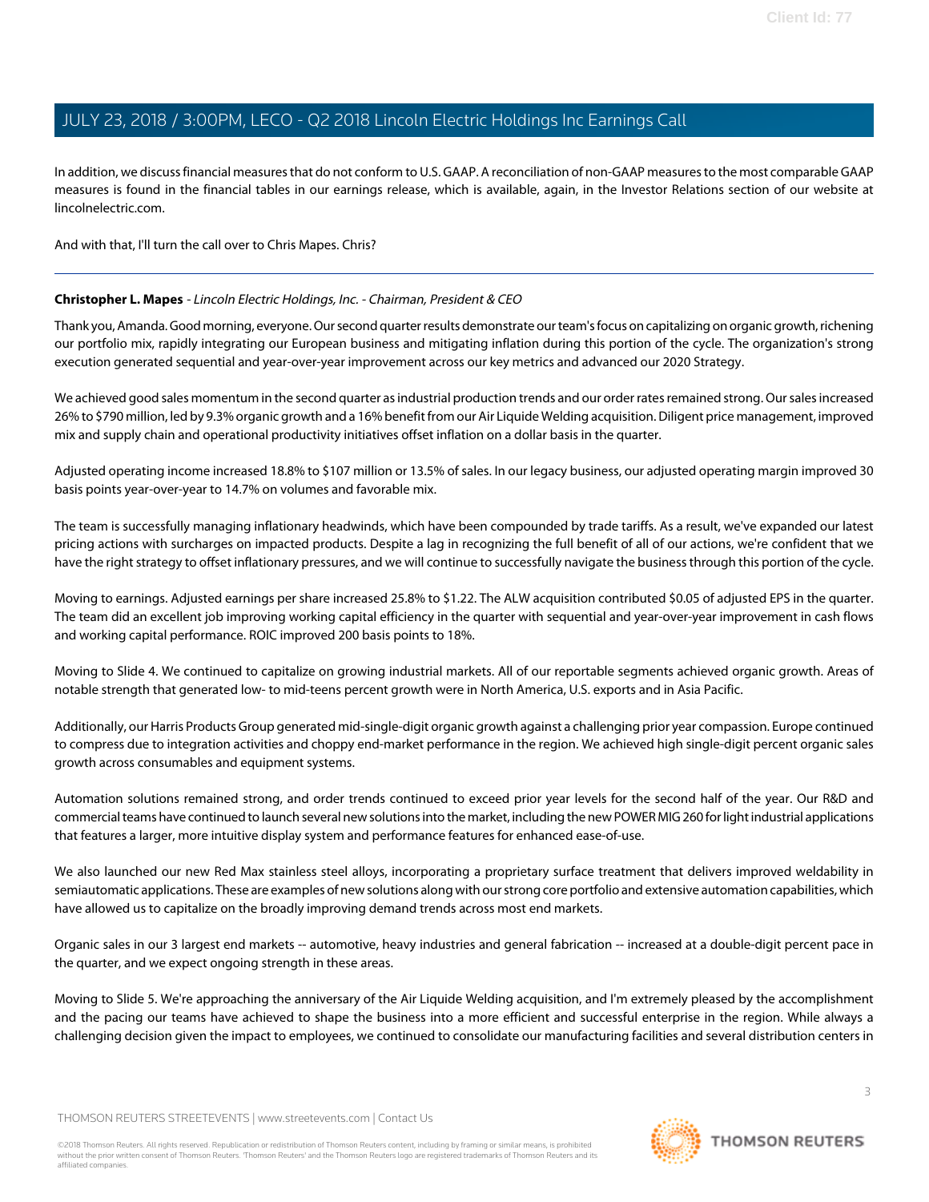In addition, we discuss financial measures that do not conform to U.S. GAAP. A reconciliation of non-GAAP measures to the most comparable GAAP measures is found in the financial tables in our earnings release, which is available, again, in the Investor Relations section of our website at lincolnelectric.com.

And with that, I'll turn the call over to Chris Mapes. Chris?

---

**Christopher L. Mapes** - *Lincoln Electric Holdings, Inc. - Chairman, President & CEO*

Thank you, Amanda. Good morning, everyone. Our second quarter results demonstrate our team's focus on capitalizing on organic growth, richening our portfolio mix, rapidly integrating our European business and mitigating inflation during this portion of the cycle. The organization's strong execution generated sequential and year-over-year improvement across our key metrics and advanced our 2020 Strategy.

We achieved good sales momentum in the second quarter as industrial production trends and our order rates remained strong. Our sales increased 26% to $790 million, led by 9.3% organic growth and a 16% benefit from our Air Liquide Welding acquisition. Diligent price management, improved mix and supply chain and operational productivity initiatives offset inflation on a dollar basis in the quarter.

Adjusted operating income increased 18.8% to $107 million or 13.5% of sales. In our legacy business, our adjusted operating margin improved 30 basis points year-over-year to 14.7% on volumes and favorable mix.

The team is successfully managing inflationary headwinds, which have been compounded by trade tariffs. As a result, we've expanded our latest pricing actions with surcharges on impacted products. Despite a lag in recognizing the full benefit of all of our actions, we're confident that we have the right strategy to offset inflationary pressures, and we will continue to successfully navigate the business through this portion of the cycle.

Moving to earnings. Adjusted earnings per share increased 25.8% to $1.22. The ALW acquisition contributed $0.05 of adjusted EPS in the quarter. The team did an excellent job improving working capital efficiency in the quarter with sequential and year-over-year improvement in cash flows and working capital performance. ROIC improved 200 basis points to 18%.

Moving to Slide 4. We continued to capitalize on growing industrial markets. All of our reportable segments achieved organic growth. Areas of notable strength that generated low- to mid-teens percent growth were in North America, U.S. exports and in Asia Pacific.

Additionally, our Harris Products Group generated mid-single-digit organic growth against a challenging prior year compassion. Europe continued to compress due to integration activities and choppy end-market performance in the region. We achieved high single-digit percent organic sales growth across consumables and equipment systems.

Automation solutions remained strong, and order trends continued to exceed prior year levels for the second half of the year. Our R&D and commercial teams have continued to launch several new solutions into the market, including the new POWER MIG 260 for light industrial applications that features a larger, more intuitive display system and performance features for enhanced ease-of-use.

We also launched our new Red Max stainless steel alloys, incorporating a proprietary surface treatment that delivers improved weldability in semiautomatic applications. These are examples of new solutions along with our strong core portfolio and extensive automation capabilities, which have allowed us to capitalize on the broadly improving demand trends across most end markets.

Organic sales in our 3 largest end markets -- automotive, heavy industries and general fabrication -- increased at a double-digit percent pace in the quarter, and we expect ongoing strength in these areas.

Moving to Slide 5. We're approaching the anniversary of the Air Liquide Welding acquisition, and I'm extremely pleased by the accomplishment and the pacing our teams have achieved to shape the business into a more efficient and successful enterprise in the region. While always a challenging decision given the impact to employees, we continued to consolidate our manufacturing facilities and several distribution centers in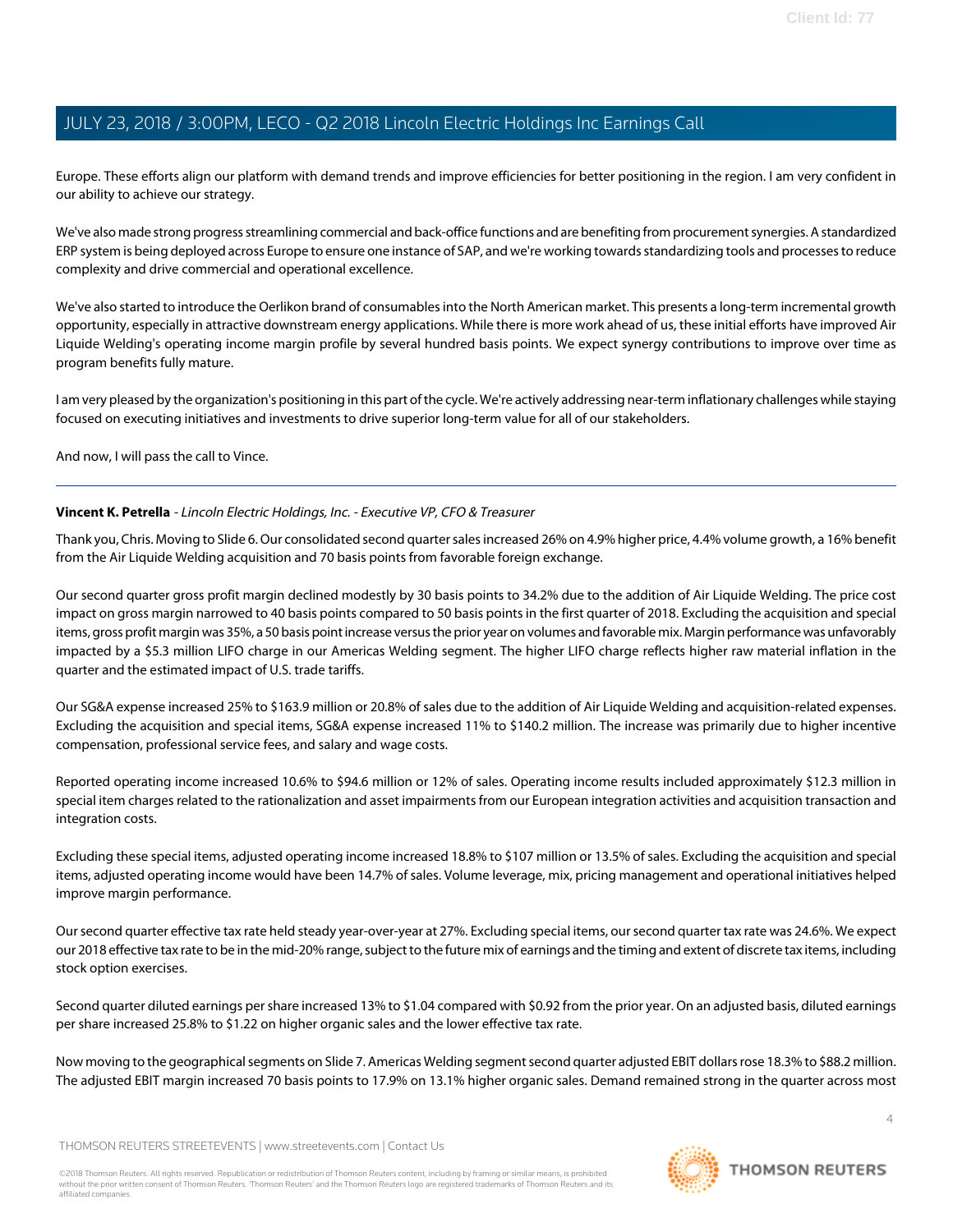Europe. These efforts align our platform with demand trends and improve efficiencies for better positioning in the region. I am very confident in our ability to achieve our strategy.

We've also made strong progress streamlining commercial and back-office functions and are benefiting from procurement synergies. A standardized ERP system is being deployed across Europe to ensure one instance of SAP, and we're working towards standardizing tools and processes to reduce complexity and drive commercial and operational excellence.

We've also started to introduce the Oerlikon brand of consumables into the North American market. This presents a long-term incremental growth opportunity, especially in attractive downstream energy applications. While there is more work ahead of us, these initial efforts have improved Air Liquide Welding's operating income margin profile by several hundred basis points. We expect synergy contributions to improve over time as program benefits fully mature.

I am very pleased by the organization's positioning in this part of the cycle. We're actively addressing near-term inflationary challenges while staying focused on executing initiatives and investments to drive superior long-term value for all of our stakeholders.

And now, I will pass the call to Vince.

---

**Vincent K. Petrella** - *Lincoln Electric Holdings, Inc. - Executive VP, CFO & Treasurer*

Thank you, Chris. Moving to Slide 6. Our consolidated second quarter sales increased 26% on 4.9% higher price, 4.4% volume growth, a 16% benefit from the Air Liquide Welding acquisition and 70 basis points from favorable foreign exchange.

Our second quarter gross profit margin declined modestly by 30 basis points to 34.2% due to the addition of Air Liquide Welding. The price cost impact on gross margin narrowed to 40 basis points compared to 50 basis points in the first quarter of 2018. Excluding the acquisition and special items, gross profit margin was 35%, a 50 basis point increase versus the prior year on volumes and favorable mix. Margin performance was unfavorably impacted by a $5.3 million LIFO charge in our Americas Welding segment. The higher LIFO charge reflects higher raw material inflation in the quarter and the estimated impact of U.S. trade tariffs.

Our SG&A expense increased 25% to $163.9 million or 20.8% of sales due to the addition of Air Liquide Welding and acquisition-related expenses. Excluding the acquisition and special items, SG&A expense increased 11% to $140.2 million. The increase was primarily due to higher incentive compensation, professional service fees, and salary and wage costs.

Reported operating income increased 10.6% to $94.6 million or 12% of sales. Operating income results included approximately $12.3 million in special item charges related to the rationalization and asset impairments from our European integration activities and acquisition transaction and integration costs.

Excluding these special items, adjusted operating income increased 18.8% to $107 million or 13.5% of sales. Excluding the acquisition and special items, adjusted operating income would have been 14.7% of sales. Volume leverage, mix, pricing management and operational initiatives helped improve margin performance.

Our second quarter effective tax rate held steady year-over-year at 27%. Excluding special items, our second quarter tax rate was 24.6%. We expect our 2018 effective tax rate to be in the mid-20% range, subject to the future mix of earnings and the timing and extent of discrete tax items, including stock option exercises.

Second quarter diluted earnings per share increased 13% to $1.04 compared with $0.92 from the prior year. On an adjusted basis, diluted earnings per share increased 25.8% to $1.22 on higher organic sales and the lower effective tax rate.

Now moving to the geographical segments on Slide 7. Americas Welding segment second quarter adjusted EBIT dollars rose 18.3% to $88.2 million. The adjusted EBIT margin increased 70 basis points to 17.9% on 13.1% higher organic sales. Demand remained strong in the quarter across most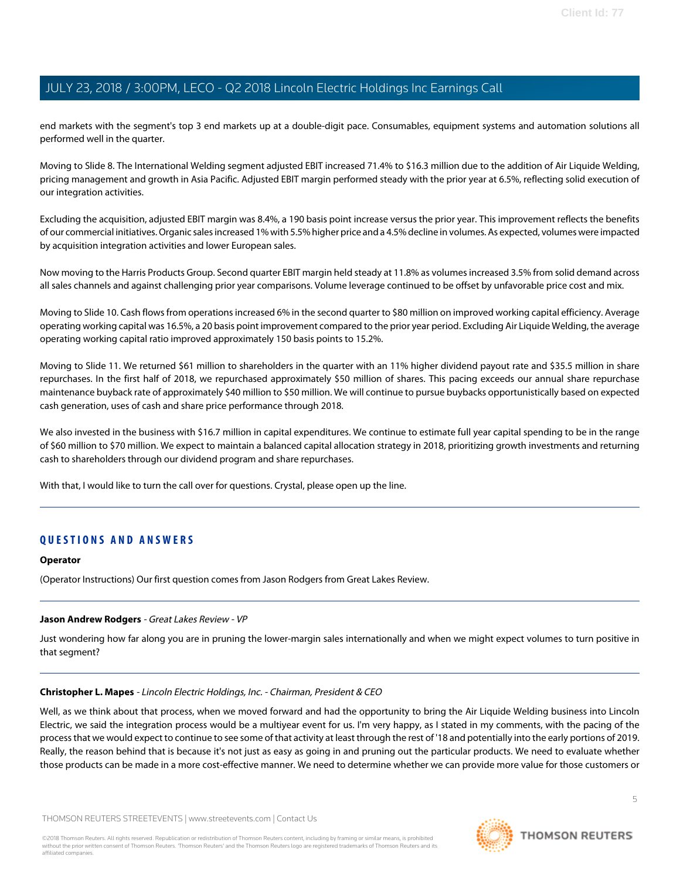end markets with the segment's top 3 end markets up at a double-digit pace. Consumables, equipment systems and automation solutions all performed well in the quarter.

Moving to Slide 8. The International Welding segment adjusted EBIT increased 71.4% to $16.3 million due to the addition of Air Liquide Welding, pricing management and growth in Asia Pacific. Adjusted EBIT margin performed steady with the prior year at 6.5%, reflecting solid execution of our integration activities.

Excluding the acquisition, adjusted EBIT margin was 8.4%, a 190 basis point increase versus the prior year. This improvement reflects the benefits of our commercial initiatives. Organic sales increased 1% with 5.5% higher price and a 4.5% decline in volumes. As expected, volumes were impacted by acquisition integration activities and lower European sales.

Now moving to the Harris Products Group. Second quarter EBIT margin held steady at 11.8% as volumes increased 3.5% from solid demand across all sales channels and against challenging prior year comparisons. Volume leverage continued to be offset by unfavorable price cost and mix.

Moving to Slide 10. Cash flows from operations increased 6% in the second quarter to $80 million on improved working capital efficiency. Average operating working capital was 16.5%, a 20 basis point improvement compared to the prior year period. Excluding Air Liquide Welding, the average operating working capital ratio improved approximately 150 basis points to 15.2%.

Moving to Slide 11. We returned $61 million to shareholders in the quarter with an 11% higher dividend payout rate and $35.5 million in share repurchases. In the first half of 2018, we repurchased approximately $50 million of shares. This pacing exceeds our annual share repurchase maintenance buyback rate of approximately $40 million to $50 million. We will continue to pursue buybacks opportunistically based on expected cash generation, uses of cash and share price performance through 2018.

We also invested in the business with $16.7 million in capital expenditures. We continue to estimate full year capital spending to be in the range of $60 million to $70 million. We expect to maintain a balanced capital allocation strategy in 2018, prioritizing growth investments and returning cash to shareholders through our dividend program and share repurchases.

With that, I would like to turn the call over for questions. Crystal, please open up the line.

## QUESTIONS AND ANSWERS

**Operator**

(Operator Instructions) Our first question comes from Jason Rodgers from Great Lakes Review.

---

**Jason Andrew Rodgers** - *Great Lakes Review - VP*

Just wondering how far along you are in pruning the lower-margin sales internationally and when we might expect volumes to turn positive in that segment?

---

**Christopher L. Mapes** - *Lincoln Electric Holdings, Inc. - Chairman, President & CEO*

Well, as we think about that process, when we moved forward and had the opportunity to bring the Air Liquide Welding business into Lincoln Electric, we said the integration process would be a multiyear event for us. I'm very happy, as I stated in my comments, with the pacing of the process that we would expect to continue to see some of that activity at least through the rest of '18 and potentially into the early portions of 2019. Really, the reason behind that is because it's not just as easy as going in and pruning out the particular products. We need to evaluate whether those products can be made in a more cost-effective manner. We need to determine whether we can provide more value for those customers or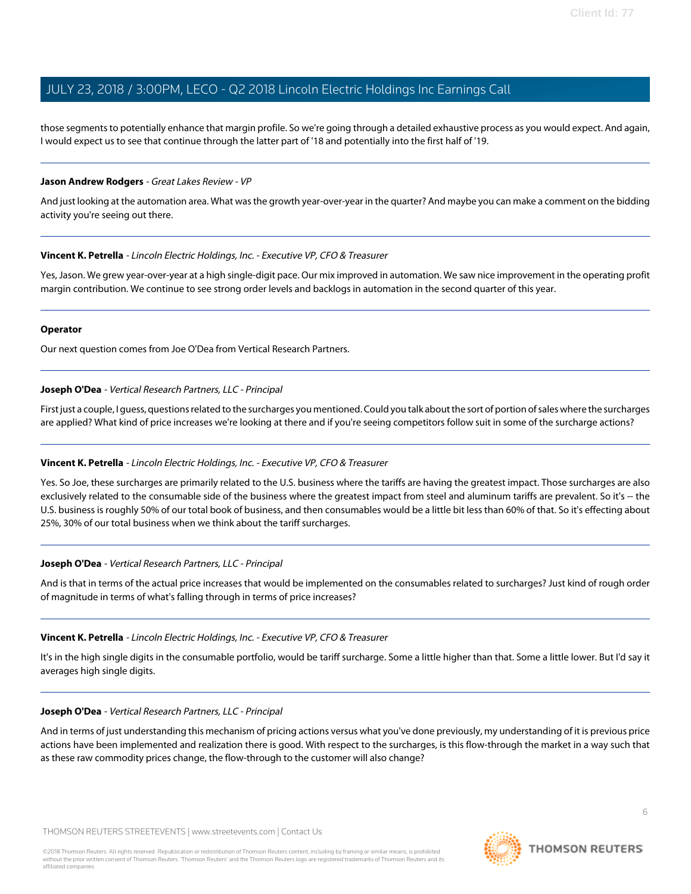those segments to potentially enhance that margin profile. So we're going through a detailed exhaustive process as you would expect. And again, I would expect us to see that continue through the latter part of '18 and potentially into the first half of '19.

---

**Jason Andrew Rodgers** - *Great Lakes Review - VP*

And just looking at the automation area. What was the growth year-over-year in the quarter? And maybe you can make a comment on the bidding activity you're seeing out there.

---

**Vincent K. Petrella** - *Lincoln Electric Holdings, Inc. - Executive VP, CFO & Treasurer*

Yes, Jason. We grew year-over-year at a high single-digit pace. Our mix improved in automation. We saw nice improvement in the operating profit margin contribution. We continue to see strong order levels and backlogs in automation in the second quarter of this year.

---

**Operator**

Our next question comes from Joe O'Dea from Vertical Research Partners.

---

**Joseph O'Dea** - *Vertical Research Partners, LLC - Principal*

First just a couple, I guess, questions related to the surcharges you mentioned. Could you talk about the sort of portion of sales where the surcharges are applied? What kind of price increases we're looking at there and if you're seeing competitors follow suit in some of the surcharge actions?

---

**Vincent K. Petrella** - *Lincoln Electric Holdings, Inc. - Executive VP, CFO & Treasurer*

Yes. So Joe, these surcharges are primarily related to the U.S. business where the tariffs are having the greatest impact. Those surcharges are also exclusively related to the consumable side of the business where the greatest impact from steel and aluminum tariffs are prevalent. So it's -- the U.S. business is roughly 50% of our total book of business, and then consumables would be a little bit less than 60% of that. So it's effecting about 25%, 30% of our total business when we think about the tariff surcharges.

---

**Joseph O'Dea** - *Vertical Research Partners, LLC - Principal*

And is that in terms of the actual price increases that would be implemented on the consumables related to surcharges? Just kind of rough order of magnitude in terms of what's falling through in terms of price increases?

---

**Vincent K. Petrella** - *Lincoln Electric Holdings, Inc. - Executive VP, CFO & Treasurer*

It's in the high single digits in the consumable portfolio, would be tariff surcharge. Some a little higher than that. Some a little lower. But I'd say it averages high single digits.

---

**Joseph O'Dea** - *Vertical Research Partners, LLC - Principal*

And in terms of just understanding this mechanism of pricing actions versus what you've done previously, my understanding of it is previous price actions have been implemented and realization there is good. With respect to the surcharges, is this flow-through the market in a way such that as these raw commodity prices change, the flow-through to the customer will also change?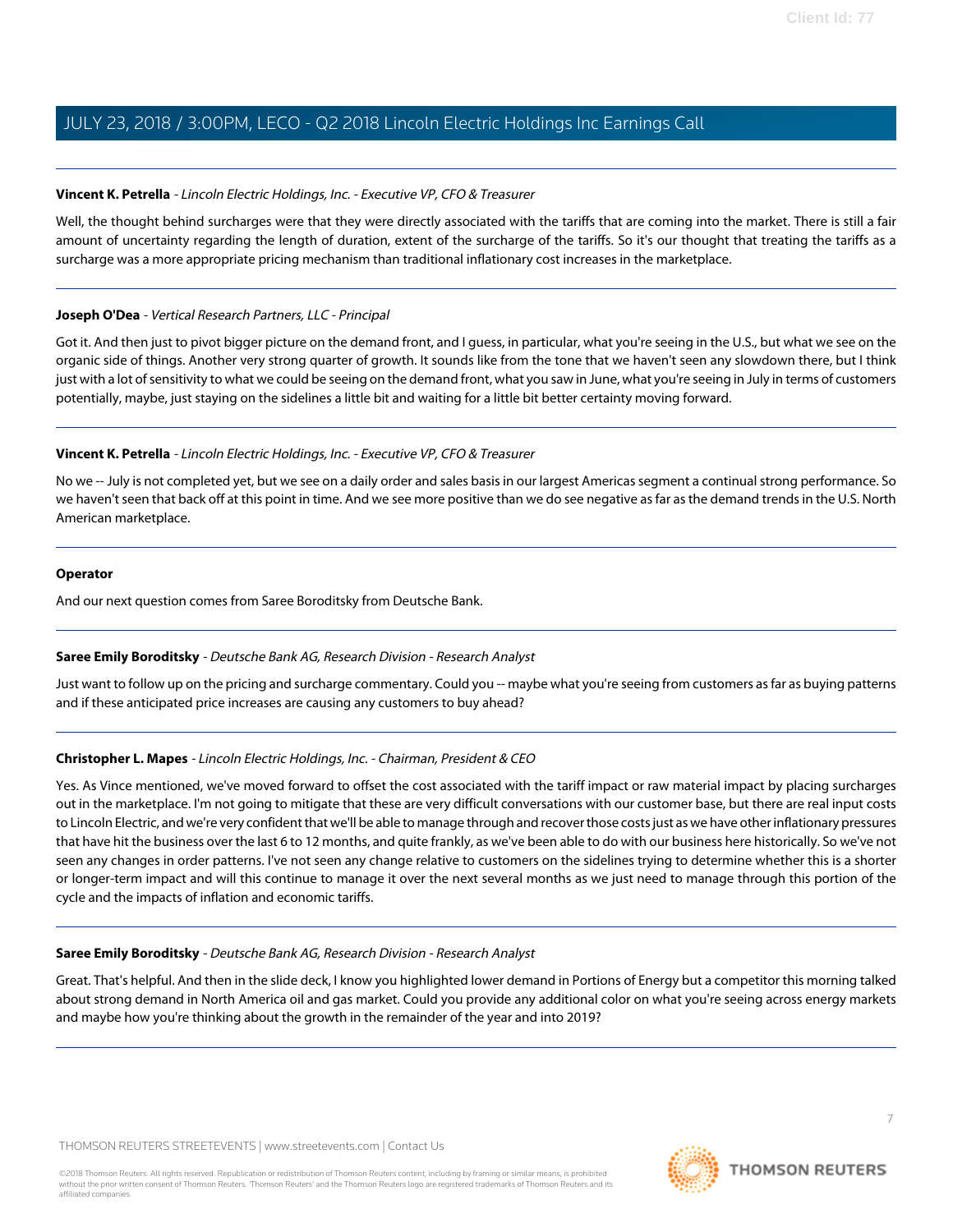**Vincent K. Petrella** - *Lincoln Electric Holdings, Inc. - Executive VP, CFO & Treasurer*

Well, the thought behind surcharges were that they were directly associated with the tariffs that are coming into the market. There is still a fair amount of uncertainty regarding the length of duration, extent of the surcharge of the tariffs. So it's our thought that treating the tariffs as a surcharge was a more appropriate pricing mechanism than traditional inflationary cost increases in the marketplace.

---

**Joseph O'Dea** - *Vertical Research Partners, LLC - Principal*

Got it. And then just to pivot bigger picture on the demand front, and I guess, in particular, what you're seeing in the U.S., but what we see on the organic side of things. Another very strong quarter of growth. It sounds like from the tone that we haven't seen any slowdown there, but I think just with a lot of sensitivity to what we could be seeing on the demand front, what you saw in June, what you're seeing in July in terms of customers potentially, maybe, just staying on the sidelines a little bit and waiting for a little bit better certainty moving forward.

---

**Vincent K. Petrella** - *Lincoln Electric Holdings, Inc. - Executive VP, CFO & Treasurer*

No we -- July is not completed yet, but we see on a daily order and sales basis in our largest Americas segment a continual strong performance. So we haven't seen that back off at this point in time. And we see more positive than we do see negative as far as the demand trends in the U.S. North American marketplace.

---

**Operator**

And our next question comes from Saree Boroditsky from Deutsche Bank.

---

**Saree Emily Boroditsky** - *Deutsche Bank AG, Research Division - Research Analyst*

Just want to follow up on the pricing and surcharge commentary. Could you -- maybe what you're seeing from customers as far as buying patterns and if these anticipated price increases are causing any customers to buy ahead?

---

**Christopher L. Mapes** - *Lincoln Electric Holdings, Inc. - Chairman, President & CEO*

Yes. As Vince mentioned, we've moved forward to offset the cost associated with the tariff impact or raw material impact by placing surcharges out in the marketplace. I'm not going to mitigate that these are very difficult conversations with our customer base, but there are real input costs to Lincoln Electric, and we're very confident that we'll be able to manage through and recover those costs just as we have other inflationary pressures that have hit the business over the last 6 to 12 months, and quite frankly, as we've been able to do with our business here historically. So we've not seen any changes in order patterns. I've not seen any change relative to customers on the sidelines trying to determine whether this is a shorter or longer-term impact and will this continue to manage it over the next several months as we just need to manage through this portion of the cycle and the impacts of inflation and economic tariffs.

---

**Saree Emily Boroditsky** - *Deutsche Bank AG, Research Division - Research Analyst*

Great. That's helpful. And then in the slide deck, I know you highlighted lower demand in Portions of Energy but a competitor this morning talked about strong demand in North America oil and gas market. Could you provide any additional color on what you're seeing across energy markets and maybe how you're thinking about the growth in the remainder of the year and into 2019?

---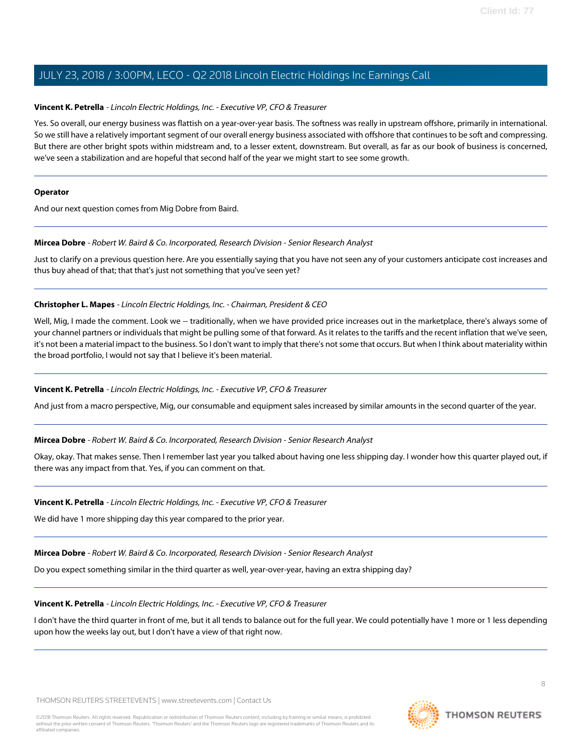**Vincent K. Petrella** - *Lincoln Electric Holdings, Inc. - Executive VP, CFO & Treasurer*

Yes. So overall, our energy business was flattish on a year-over-year basis. The softness was really in upstream offshore, primarily in international. So we still have a relatively important segment of our overall energy business associated with offshore that continues to be soft and compressing. But there are other bright spots within midstream and, to a lesser extent, downstream. But overall, as far as our book of business is concerned, we've seen a stabilization and are hopeful that second half of the year we might start to see some growth.

---

**Operator**

And our next question comes from Mig Dobre from Baird.

---

**Mircea Dobre** - *Robert W. Baird & Co. Incorporated, Research Division - Senior Research Analyst*

Just to clarify on a previous question here. Are you essentially saying that you have not seen any of your customers anticipate cost increases and thus buy ahead of that; that that's just not something that you've seen yet?

---

**Christopher L. Mapes** - *Lincoln Electric Holdings, Inc. - Chairman, President & CEO*

Well, Mig, I made the comment. Look we -- traditionally, when we have provided price increases out in the marketplace, there's always some of your channel partners or individuals that might be pulling some of that forward. As it relates to the tariffs and the recent inflation that we've seen, it's not been a material impact to the business. So I don't want to imply that there's not some that occurs. But when I think about materiality within the broad portfolio, I would not say that I believe it's been material.

---

**Vincent K. Petrella** - *Lincoln Electric Holdings, Inc. - Executive VP, CFO & Treasurer*

And just from a macro perspective, Mig, our consumable and equipment sales increased by similar amounts in the second quarter of the year.

---

**Mircea Dobre** - *Robert W. Baird & Co. Incorporated, Research Division - Senior Research Analyst*

Okay, okay. That makes sense. Then I remember last year you talked about having one less shipping day. I wonder how this quarter played out, if there was any impact from that. Yes, if you can comment on that.

---

**Vincent K. Petrella** - *Lincoln Electric Holdings, Inc. - Executive VP, CFO & Treasurer*

We did have 1 more shipping day this year compared to the prior year.

---

**Mircea Dobre** - *Robert W. Baird & Co. Incorporated, Research Division - Senior Research Analyst*

Do you expect something similar in the third quarter as well, year-over-year, having an extra shipping day?

---

**Vincent K. Petrella** - *Lincoln Electric Holdings, Inc. - Executive VP, CFO & Treasurer*

I don't have the third quarter in front of me, but it all tends to balance out for the full year. We could potentially have 1 more or 1 less depending upon how the weeks lay out, but I don't have a view of that right now.

---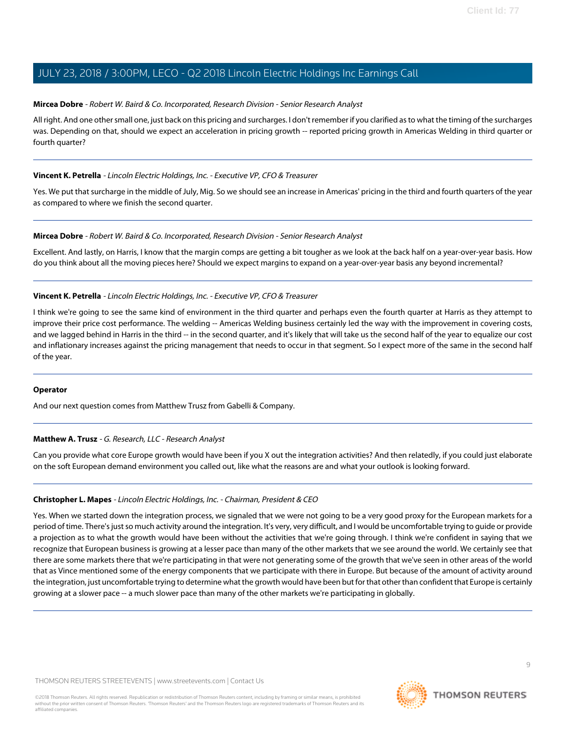**Mircea Dobre** - *Robert W. Baird & Co. Incorporated, Research Division - Senior Research Analyst*

All right. And one other small one, just back on this pricing and surcharges. I don't remember if you clarified as to what the timing of the surcharges was. Depending on that, should we expect an acceleration in pricing growth -- reported pricing growth in Americas Welding in third quarter or fourth quarter?

---

**Vincent K. Petrella** - *Lincoln Electric Holdings, Inc. - Executive VP, CFO & Treasurer*

Yes. We put that surcharge in the middle of July, Mig. So we should see an increase in Americas' pricing in the third and fourth quarters of the year as compared to where we finish the second quarter.

---

**Mircea Dobre** - *Robert W. Baird & Co. Incorporated, Research Division - Senior Research Analyst*

Excellent. And lastly, on Harris, I know that the margin comps are getting a bit tougher as we look at the back half on a year-over-year basis. How do you think about all the moving pieces here? Should we expect margins to expand on a year-over-year basis any beyond incremental?

---

**Vincent K. Petrella** - *Lincoln Electric Holdings, Inc. - Executive VP, CFO & Treasurer*

I think we're going to see the same kind of environment in the third quarter and perhaps even the fourth quarter at Harris as they attempt to improve their price cost performance. The welding -- Americas Welding business certainly led the way with the improvement in covering costs, and we lagged behind in Harris in the third -- in the second quarter, and it's likely that will take us the second half of the year to equalize our cost and inflationary increases against the pricing management that needs to occur in that segment. So I expect more of the same in the second half of the year.

---

**Operator**

And our next question comes from Matthew Trusz from Gabelli & Company.

---

**Matthew A. Trusz** - *G. Research, LLC - Research Analyst*

Can you provide what core Europe growth would have been if you X out the integration activities? And then relatedly, if you could just elaborate on the soft European demand environment you called out, like what the reasons are and what your outlook is looking forward.

---

**Christopher L. Mapes** - *Lincoln Electric Holdings, Inc. - Chairman, President & CEO*

Yes. When we started down the integration process, we signaled that we were not going to be a very good proxy for the European markets for a period of time. There's just so much activity around the integration. It's very, very difficult, and I would be uncomfortable trying to guide or provide a projection as to what the growth would have been without the activities that we're going through. I think we're confident in saying that we recognize that European business is growing at a lesser pace than many of the other markets that we see around the world. We certainly see that there are some markets there that we're participating in that were not generating some of the growth that we've seen in other areas of the world that as Vince mentioned some of the energy components that we participate with there in Europe. But because of the amount of activity around the integration, just uncomfortable trying to determine what the growth would have been but for that other than confident that Europe is certainly growing at a slower pace -- a much slower pace than many of the other markets we're participating in globally.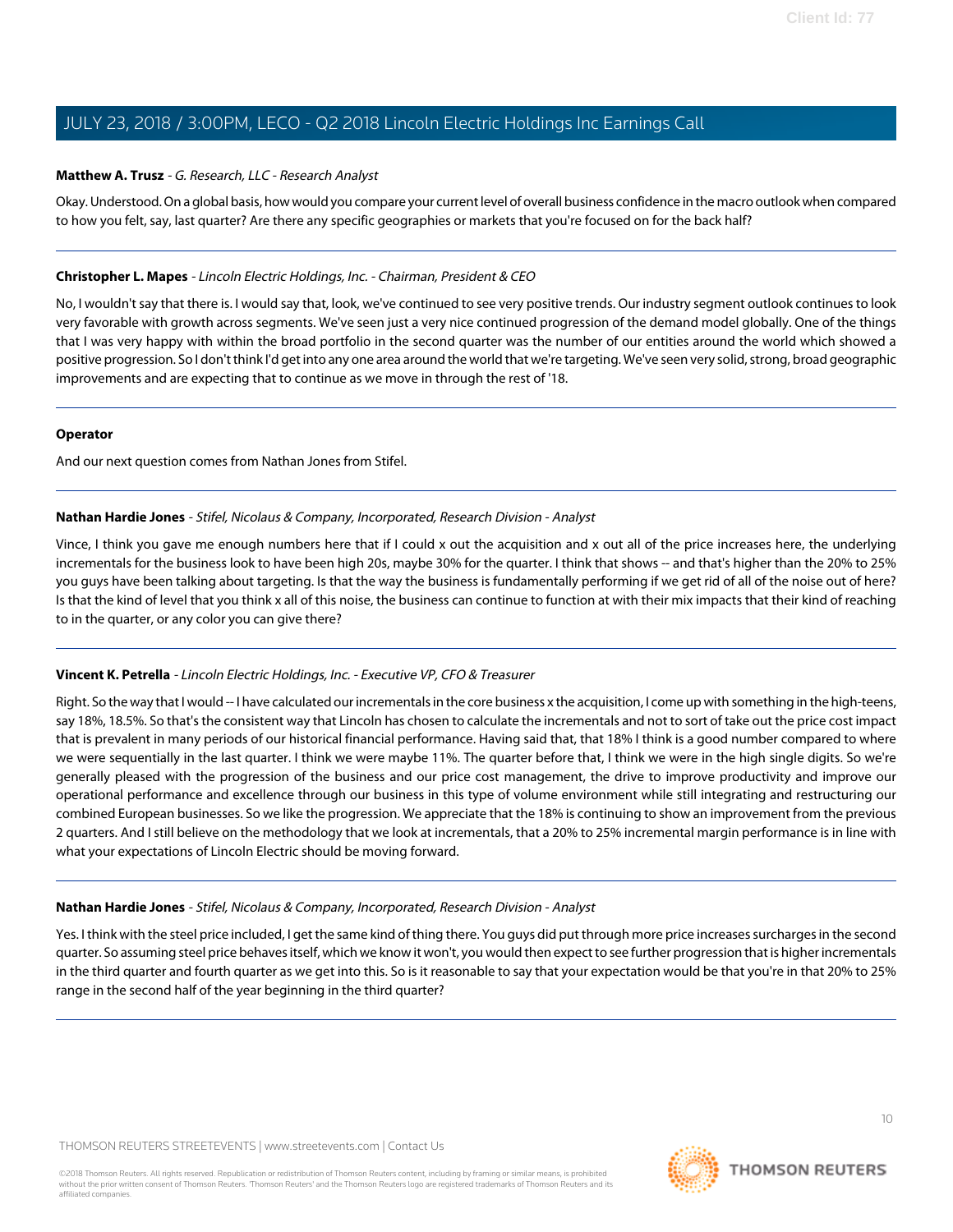**Matthew A. Trusz** - *G. Research, LLC - Research Analyst*

Okay. Understood. On a global basis, how would you compare your current level of overall business confidence in the macro outlook when compared to how you felt, say, last quarter? Are there any specific geographies or markets that you're focused on for the back half?

---

**Christopher L. Mapes** - *Lincoln Electric Holdings, Inc. - Chairman, President & CEO*

No, I wouldn't say that there is. I would say that, look, we've continued to see very positive trends. Our industry segment outlook continues to look very favorable with growth across segments. We've seen just a very nice continued progression of the demand model globally. One of the things that I was very happy with within the broad portfolio in the second quarter was the number of our entities around the world which showed a positive progression. So I don't think I'd get into any one area around the world that we're targeting. We've seen very solid, strong, broad geographic improvements and are expecting that to continue as we move in through the rest of '18.

---

**Operator**

And our next question comes from Nathan Jones from Stifel.

---

**Nathan Hardie Jones** - *Stifel, Nicolaus & Company, Incorporated, Research Division - Analyst*

Vince, I think you gave me enough numbers here that if I could x out the acquisition and x out all of the price increases here, the underlying incrementals for the business look to have been high 20s, maybe 30% for the quarter. I think that shows -- and that's higher than the 20% to 25% you guys have been talking about targeting. Is that the way the business is fundamentally performing if we get rid of all of the noise out of here? Is that the kind of level that you think x all of this noise, the business can continue to function at with their mix impacts that their kind of reaching to in the quarter, or any color you can give there?

---

**Vincent K. Petrella** - *Lincoln Electric Holdings, Inc. - Executive VP, CFO & Treasurer*

Right. So the way that I would -- I have calculated our incrementals in the core business x the acquisition, I come up with something in the high-teens, say 18%, 18.5%. So that's the consistent way that Lincoln has chosen to calculate the incrementals and not to sort of take out the price cost impact that is prevalent in many periods of our historical financial performance. Having said that, that 18% I think is a good number compared to where we were sequentially in the last quarter. I think we were maybe 11%. The quarter before that, I think we were in the high single digits. So we're generally pleased with the progression of the business and our price cost management, the drive to improve productivity and improve our operational performance and excellence through our business in this type of volume environment while still integrating and restructuring our combined European businesses. So we like the progression. We appreciate that the 18% is continuing to show an improvement from the previous 2 quarters. And I still believe on the methodology that we look at incrementals, that a 20% to 25% incremental margin performance is in line with what your expectations of Lincoln Electric should be moving forward.

---

**Nathan Hardie Jones** - *Stifel, Nicolaus & Company, Incorporated, Research Division - Analyst*

Yes. I think with the steel price included, I get the same kind of thing there. You guys did put through more price increases surcharges in the second quarter. So assuming steel price behaves itself, which we know it won't, you would then expect to see further progression that is higher incrementals in the third quarter and fourth quarter as we get into this. So is it reasonable to say that your expectation would be that you're in that 20% to 25% range in the second half of the year beginning in the third quarter?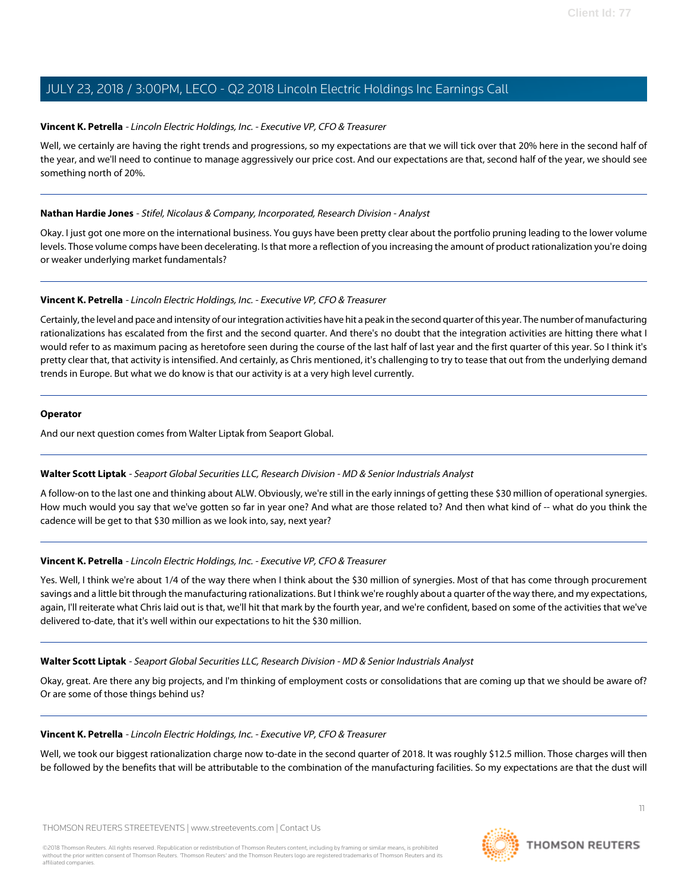**Vincent K. Petrella** - *Lincoln Electric Holdings, Inc. - Executive VP, CFO & Treasurer*

Well, we certainly are having the right trends and progressions, so my expectations are that we will tick over that 20% here in the second half of the year, and we'll need to continue to manage aggressively our price cost. And our expectations are that, second half of the year, we should see something north of 20%.

---

**Nathan Hardie Jones** - *Stifel, Nicolaus & Company, Incorporated, Research Division - Analyst*

Okay. I just got one more on the international business. You guys have been pretty clear about the portfolio pruning leading to the lower volume levels. Those volume comps have been decelerating. Is that more a reflection of you increasing the amount of product rationalization you're doing or weaker underlying market fundamentals?

---

**Vincent K. Petrella** - *Lincoln Electric Holdings, Inc. - Executive VP, CFO & Treasurer*

Certainly, the level and pace and intensity of our integration activities have hit a peak in the second quarter of this year. The number of manufacturing rationalizations has escalated from the first and the second quarter. And there's no doubt that the integration activities are hitting there what I would refer to as maximum pacing as heretofore seen during the course of the last half of last year and the first quarter of this year. So I think it's pretty clear that, that activity is intensified. And certainly, as Chris mentioned, it's challenging to try to tease that out from the underlying demand trends in Europe. But what we do know is that our activity is at a very high level currently.

---

**Operator**

And our next question comes from Walter Liptak from Seaport Global.

---

**Walter Scott Liptak** - *Seaport Global Securities LLC, Research Division - MD & Senior Industrials Analyst*

A follow-on to the last one and thinking about ALW. Obviously, we're still in the early innings of getting these $30 million of operational synergies. How much would you say that we've gotten so far in year one? And what are those related to? And then what kind of -- what do you think the cadence will be get to that $30 million as we look into, say, next year?

---

**Vincent K. Petrella** - *Lincoln Electric Holdings, Inc. - Executive VP, CFO & Treasurer*

Yes. Well, I think we're about 1/4 of the way there when I think about the $30 million of synergies. Most of that has come through procurement savings and a little bit through the manufacturing rationalizations. But I think we're roughly about a quarter of the way there, and my expectations, again, I'll reiterate what Chris laid out is that, we'll hit that mark by the fourth year, and we're confident, based on some of the activities that we've delivered to-date, that it's well within our expectations to hit the $30 million.

---

**Walter Scott Liptak** - *Seaport Global Securities LLC, Research Division - MD & Senior Industrials Analyst*

Okay, great. Are there any big projects, and I'm thinking of employment costs or consolidations that are coming up that we should be aware of? Or are some of those things behind us?

---

**Vincent K. Petrella** - *Lincoln Electric Holdings, Inc. - Executive VP, CFO & Treasurer*

Well, we took our biggest rationalization charge now to-date in the second quarter of 2018. It was roughly $12.5 million. Those charges will then be followed by the benefits that will be attributable to the combination of the manufacturing facilities. So my expectations are that the dust will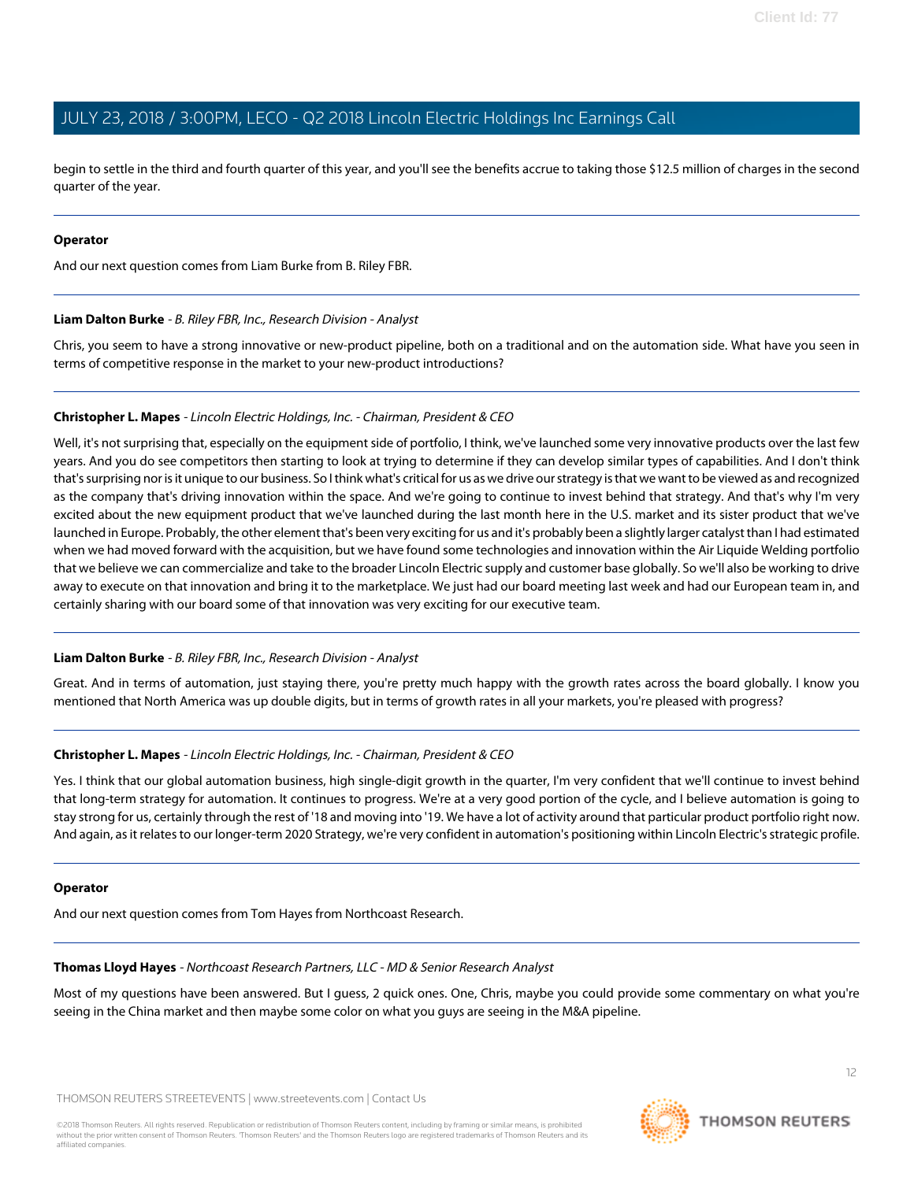begin to settle in the third and fourth quarter of this year, and you'll see the benefits accrue to taking those $12.5 million of charges in the second quarter of the year.

---

**Operator**

And our next question comes from Liam Burke from B. Riley FBR.

---

**Liam Dalton Burke** - *B. Riley FBR, Inc., Research Division - Analyst*

Chris, you seem to have a strong innovative or new-product pipeline, both on a traditional and on the automation side. What have you seen in terms of competitive response in the market to your new-product introductions?

---

**Christopher L. Mapes** - *Lincoln Electric Holdings, Inc. - Chairman, President & CEO*

Well, it's not surprising that, especially on the equipment side of portfolio, I think, we've launched some very innovative products over the last few years. And you do see competitors then starting to look at trying to determine if they can develop similar types of capabilities. And I don't think that's surprising nor is it unique to our business. So I think what's critical for us as we drive our strategy is that we want to be viewed as and recognized as the company that's driving innovation within the space. And we're going to continue to invest behind that strategy. And that's why I'm very excited about the new equipment product that we've launched during the last month here in the U.S. market and its sister product that we've launched in Europe. Probably, the other element that's been very exciting for us and it's probably been a slightly larger catalyst than I had estimated when we had moved forward with the acquisition, but we have found some technologies and innovation within the Air Liquide Welding portfolio that we believe we can commercialize and take to the broader Lincoln Electric supply and customer base globally. So we'll also be working to drive away to execute on that innovation and bring it to the marketplace. We just had our board meeting last week and had our European team in, and certainly sharing with our board some of that innovation was very exciting for our executive team.

---

**Liam Dalton Burke** - *B. Riley FBR, Inc., Research Division - Analyst*

Great. And in terms of automation, just staying there, you're pretty much happy with the growth rates across the board globally. I know you mentioned that North America was up double digits, but in terms of growth rates in all your markets, you're pleased with progress?

---

**Christopher L. Mapes** - *Lincoln Electric Holdings, Inc. - Chairman, President & CEO*

Yes. I think that our global automation business, high single-digit growth in the quarter, I'm very confident that we'll continue to invest behind that long-term strategy for automation. It continues to progress. We're at a very good portion of the cycle, and I believe automation is going to stay strong for us, certainly through the rest of '18 and moving into '19. We have a lot of activity around that particular product portfolio right now. And again, as it relates to our longer-term 2020 Strategy, we're very confident in automation's positioning within Lincoln Electric's strategic profile.

---

**Operator**

And our next question comes from Tom Hayes from Northcoast Research.

---

**Thomas Lloyd Hayes** - *Northcoast Research Partners, LLC - MD & Senior Research Analyst*

Most of my questions have been answered. But I guess, 2 quick ones. One, Chris, maybe you could provide some commentary on what you're seeing in the China market and then maybe some color on what you guys are seeing in the M&A pipeline.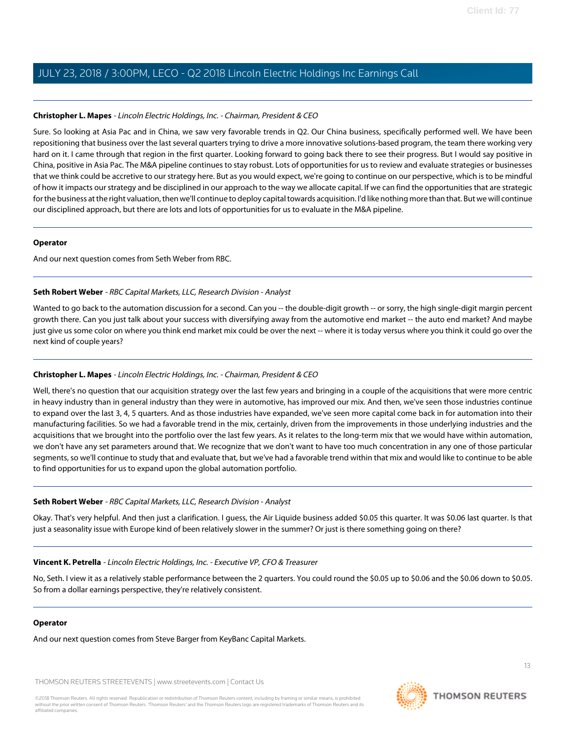**Christopher L. Mapes** - *Lincoln Electric Holdings, Inc. - Chairman, President & CEO*

Sure. So looking at Asia Pac and in China, we saw very favorable trends in Q2. Our China business, specifically performed well. We have been repositioning that business over the last several quarters trying to drive a more innovative solutions-based program, the team there working very hard on it. I came through that region in the first quarter. Looking forward to going back there to see their progress. But I would say positive in China, positive in Asia Pac. The M&A pipeline continues to stay robust. Lots of opportunities for us to review and evaluate strategies or businesses that we think could be accretive to our strategy here. But as you would expect, we're going to continue on our perspective, which is to be mindful of how it impacts our strategy and be disciplined in our approach to the way we allocate capital. If we can find the opportunities that are strategic for the business at the right valuation, then we'll continue to deploy capital towards acquisition. I'd like nothing more than that. But we will continue our disciplined approach, but there are lots and lots of opportunities for us to evaluate in the M&A pipeline.

---

**Operator**

And our next question comes from Seth Weber from RBC.

---

**Seth Robert Weber** - *RBC Capital Markets, LLC, Research Division - Analyst*

Wanted to go back to the automation discussion for a second. Can you -- the double-digit growth -- or sorry, the high single-digit margin percent growth there. Can you just talk about your success with diversifying away from the automotive end market -- the auto end market? And maybe just give us some color on where you think end market mix could be over the next -- where it is today versus where you think it could go over the next kind of couple years?

---

**Christopher L. Mapes** - *Lincoln Electric Holdings, Inc. - Chairman, President & CEO*

Well, there's no question that our acquisition strategy over the last few years and bringing in a couple of the acquisitions that were more centric in heavy industry than in general industry than they were in automotive, has improved our mix. And then, we've seen those industries continue to expand over the last 3, 4, 5 quarters. And as those industries have expanded, we've seen more capital come back in for automation into their manufacturing facilities. So we had a favorable trend in the mix, certainly, driven from the improvements in those underlying industries and the acquisitions that we brought into the portfolio over the last few years. As it relates to the long-term mix that we would have within automation, we don't have any set parameters around that. We recognize that we don't want to have too much concentration in any one of those particular segments, so we'll continue to study that and evaluate that, but we've had a favorable trend within that mix and would like to continue to be able to find opportunities for us to expand upon the global automation portfolio.

---

**Seth Robert Weber** - *RBC Capital Markets, LLC, Research Division - Analyst*

Okay. That's very helpful. And then just a clarification. I guess, the Air Liquide business added $0.05 this quarter. It was $0.06 last quarter. Is that just a seasonality issue with Europe kind of been relatively slower in the summer? Or just is there something going on there?

---

**Vincent K. Petrella** - *Lincoln Electric Holdings, Inc. - Executive VP, CFO & Treasurer*

No, Seth. I view it as a relatively stable performance between the 2 quarters. You could round the $0.05 up to $0.06 and the $0.06 down to $0.05. So from a dollar earnings perspective, they're relatively consistent.

---

**Operator**

And our next question comes from Steve Barger from KeyBanc Capital Markets.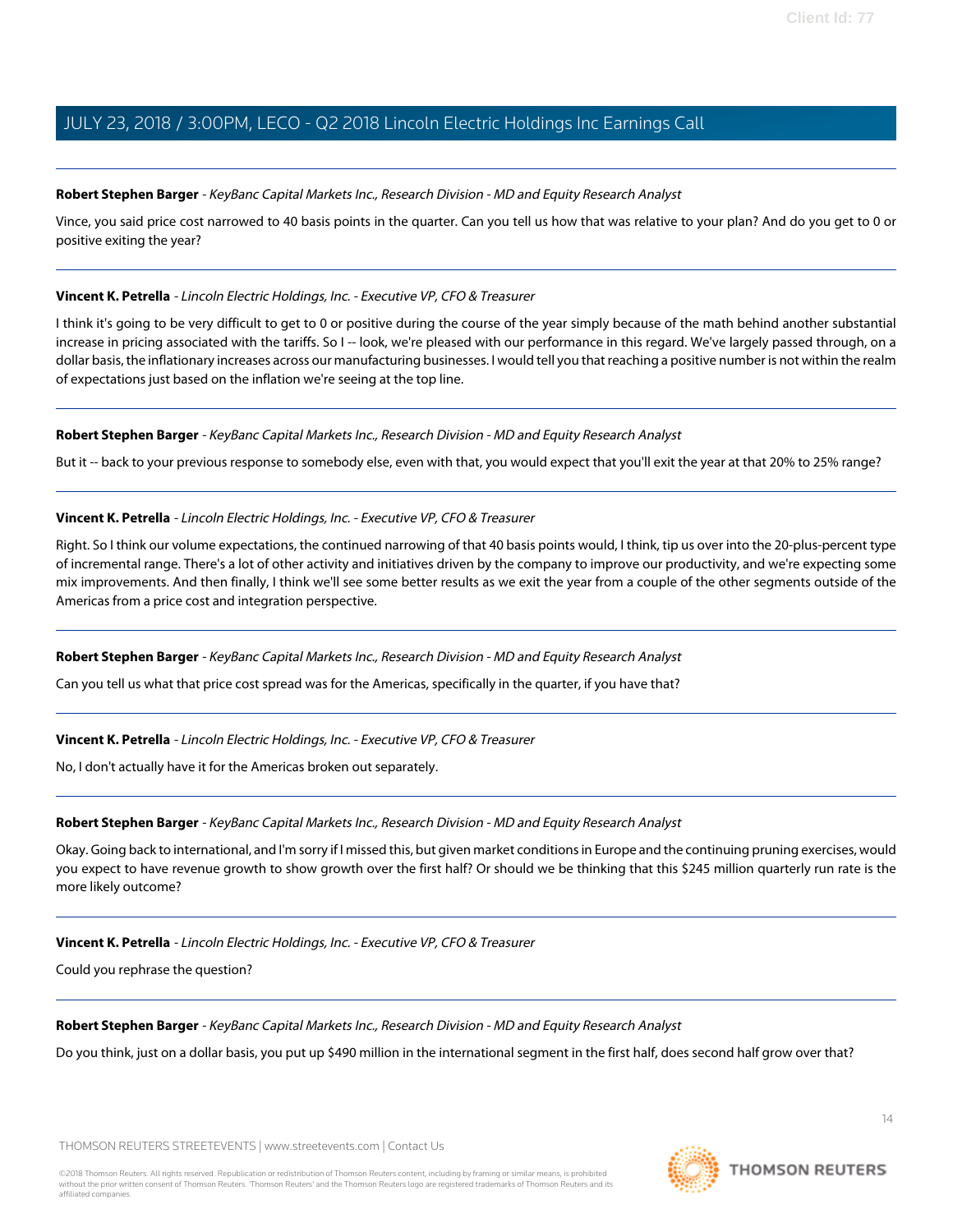**Robert Stephen Barger** - *KeyBanc Capital Markets Inc., Research Division - MD and Equity Research Analyst*

Vince, you said price cost narrowed to 40 basis points in the quarter. Can you tell us how that was relative to your plan? And do you get to 0 or positive exiting the year?

---

**Vincent K. Petrella** - *Lincoln Electric Holdings, Inc. - Executive VP, CFO & Treasurer*

I think it's going to be very difficult to get to 0 or positive during the course of the year simply because of the math behind another substantial increase in pricing associated with the tariffs. So I -- look, we're pleased with our performance in this regard. We've largely passed through, on a dollar basis, the inflationary increases across our manufacturing businesses. I would tell you that reaching a positive number is not within the realm of expectations just based on the inflation we're seeing at the top line.

---

**Robert Stephen Barger** - *KeyBanc Capital Markets Inc., Research Division - MD and Equity Research Analyst*

But it -- back to your previous response to somebody else, even with that, you would expect that you'll exit the year at that 20% to 25% range?

---

**Vincent K. Petrella** - *Lincoln Electric Holdings, Inc. - Executive VP, CFO & Treasurer*

Right. So I think our volume expectations, the continued narrowing of that 40 basis points would, I think, tip us over into the 20-plus-percent type of incremental range. There's a lot of other activity and initiatives driven by the company to improve our productivity, and we're expecting some mix improvements. And then finally, I think we'll see some better results as we exit the year from a couple of the other segments outside of the Americas from a price cost and integration perspective.

---

**Robert Stephen Barger** - *KeyBanc Capital Markets Inc., Research Division - MD and Equity Research Analyst*

Can you tell us what that price cost spread was for the Americas, specifically in the quarter, if you have that?

---

**Vincent K. Petrella** - *Lincoln Electric Holdings, Inc. - Executive VP, CFO & Treasurer*

No, I don't actually have it for the Americas broken out separately.

---

**Robert Stephen Barger** - *KeyBanc Capital Markets Inc., Research Division - MD and Equity Research Analyst*

Okay. Going back to international, and I'm sorry if I missed this, but given market conditions in Europe and the continuing pruning exercises, would you expect to have revenue growth to show growth over the first half? Or should we be thinking that this $245 million quarterly run rate is the more likely outcome?

---

**Vincent K. Petrella** - *Lincoln Electric Holdings, Inc. - Executive VP, CFO & Treasurer*

Could you rephrase the question?

---

**Robert Stephen Barger** - *KeyBanc Capital Markets Inc., Research Division - MD and Equity Research Analyst*

Do you think, just on a dollar basis, you put up $490 million in the international segment in the first half, does second half grow over that?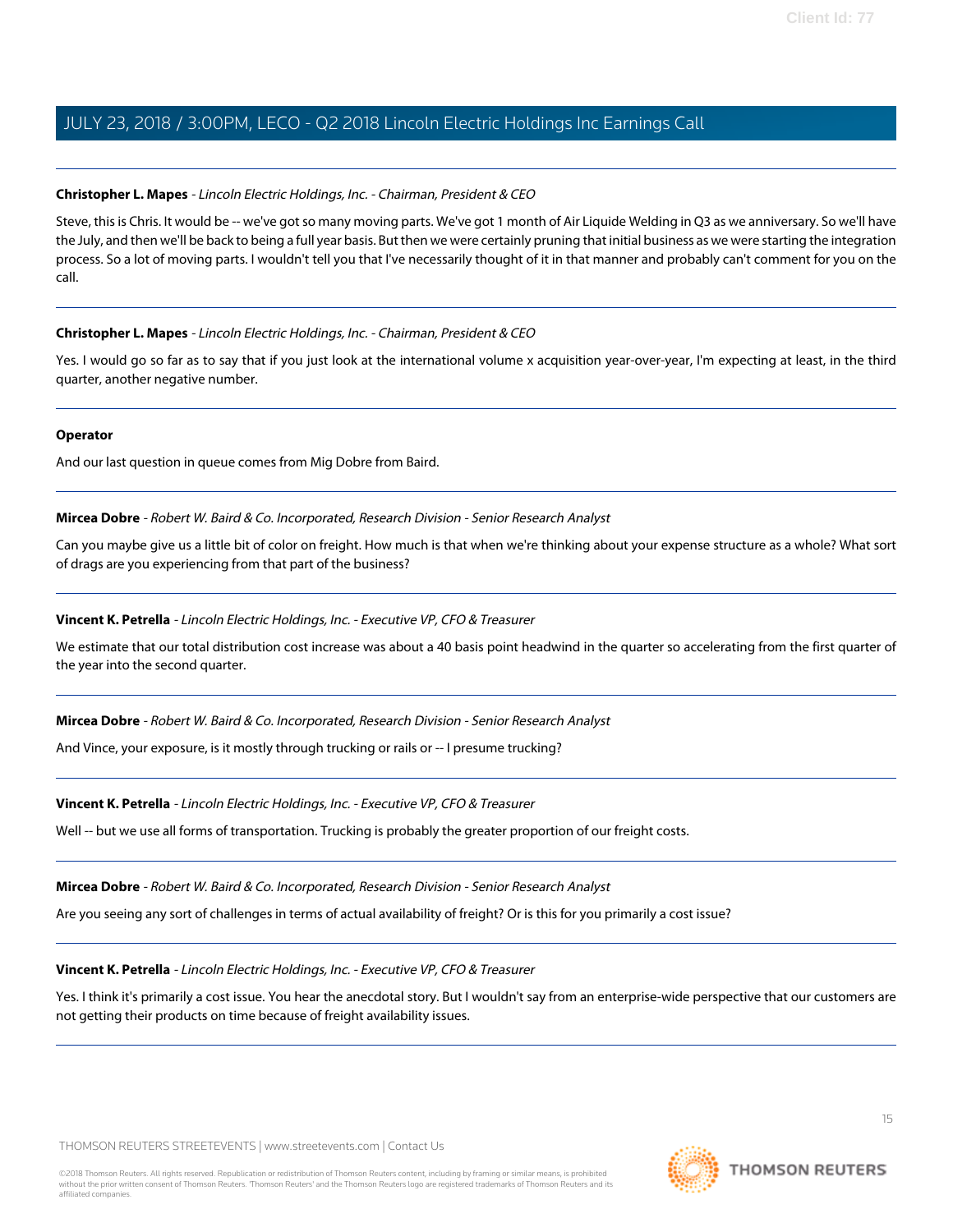**Christopher L. Mapes** - *Lincoln Electric Holdings, Inc. - Chairman, President & CEO*

Steve, this is Chris. It would be -- we've got so many moving parts. We've got 1 month of Air Liquide Welding in Q3 as we anniversary. So we'll have the July, and then we'll be back to being a full year basis. But then we were certainly pruning that initial business as we were starting the integration process. So a lot of moving parts. I wouldn't tell you that I've necessarily thought of it in that manner and probably can't comment for you on the call.

---

**Christopher L. Mapes** - *Lincoln Electric Holdings, Inc. - Chairman, President & CEO*

Yes. I would go so far as to say that if you just look at the international volume x acquisition year-over-year, I'm expecting at least, in the third quarter, another negative number.

---

**Operator**

And our last question in queue comes from Mig Dobre from Baird.

---

**Mircea Dobre** - *Robert W. Baird & Co. Incorporated, Research Division - Senior Research Analyst*

Can you maybe give us a little bit of color on freight. How much is that when we're thinking about your expense structure as a whole? What sort of drags are you experiencing from that part of the business?

---

**Vincent K. Petrella** - *Lincoln Electric Holdings, Inc. - Executive VP, CFO & Treasurer*

We estimate that our total distribution cost increase was about a 40 basis point headwind in the quarter so accelerating from the first quarter of the year into the second quarter.

---

**Mircea Dobre** - *Robert W. Baird & Co. Incorporated, Research Division - Senior Research Analyst*

And Vince, your exposure, is it mostly through trucking or rails or -- I presume trucking?

---

**Vincent K. Petrella** - *Lincoln Electric Holdings, Inc. - Executive VP, CFO & Treasurer*

Well -- but we use all forms of transportation. Trucking is probably the greater proportion of our freight costs.

---

**Mircea Dobre** - *Robert W. Baird & Co. Incorporated, Research Division - Senior Research Analyst*

Are you seeing any sort of challenges in terms of actual availability of freight? Or is this for you primarily a cost issue?

---

**Vincent K. Petrella** - *Lincoln Electric Holdings, Inc. - Executive VP, CFO & Treasurer*

Yes. I think it's primarily a cost issue. You hear the anecdotal story. But I wouldn't say from an enterprise-wide perspective that our customers are not getting their products on time because of freight availability issues.

---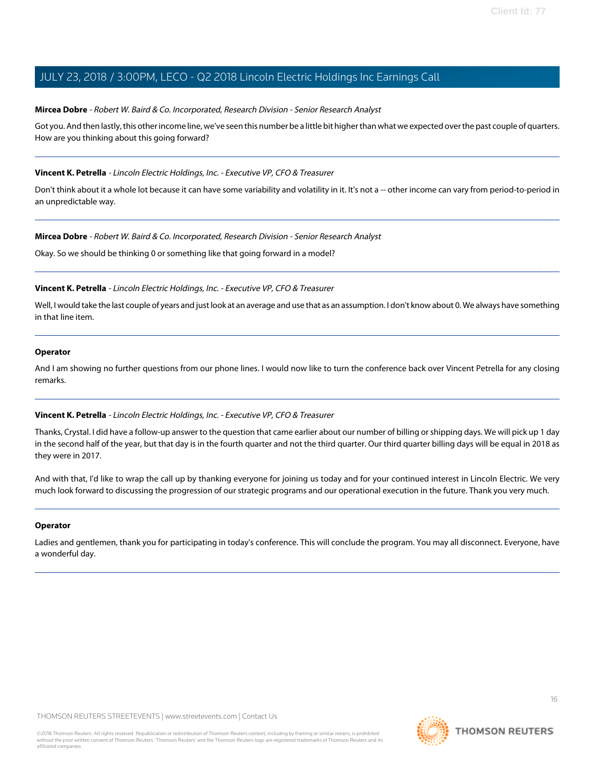**Mircea Dobre** - *Robert W. Baird & Co. Incorporated, Research Division - Senior Research Analyst*

Got you. And then lastly, this other income line, we've seen this number be a little bit higher than what we expected over the past couple of quarters. How are you thinking about this going forward?

---

**Vincent K. Petrella** - *Lincoln Electric Holdings, Inc. - Executive VP, CFO & Treasurer*

Don't think about it a whole lot because it can have some variability and volatility in it. It's not a -- other income can vary from period-to-period in an unpredictable way.

---

**Mircea Dobre** - *Robert W. Baird & Co. Incorporated, Research Division - Senior Research Analyst*

Okay. So we should be thinking 0 or something like that going forward in a model?

---

**Vincent K. Petrella** - *Lincoln Electric Holdings, Inc. - Executive VP, CFO & Treasurer*

Well, I would take the last couple of years and just look at an average and use that as an assumption. I don't know about 0. We always have something in that line item.

---

**Operator**

And I am showing no further questions from our phone lines. I would now like to turn the conference back over Vincent Petrella for any closing remarks.

---

**Vincent K. Petrella** - *Lincoln Electric Holdings, Inc. - Executive VP, CFO & Treasurer*

Thanks, Crystal. I did have a follow-up answer to the question that came earlier about our number of billing or shipping days. We will pick up 1 day in the second half of the year, but that day is in the fourth quarter and not the third quarter. Our third quarter billing days will be equal in 2018 as they were in 2017.

And with that, I'd like to wrap the call up by thanking everyone for joining us today and for your continued interest in Lincoln Electric. We very much look forward to discussing the progression of our strategic programs and our operational execution in the future. Thank you very much.

---

**Operator**

Ladies and gentlemen, thank you for participating in today's conference. This will conclude the program. You may all disconnect. Everyone, have a wonderful day.

---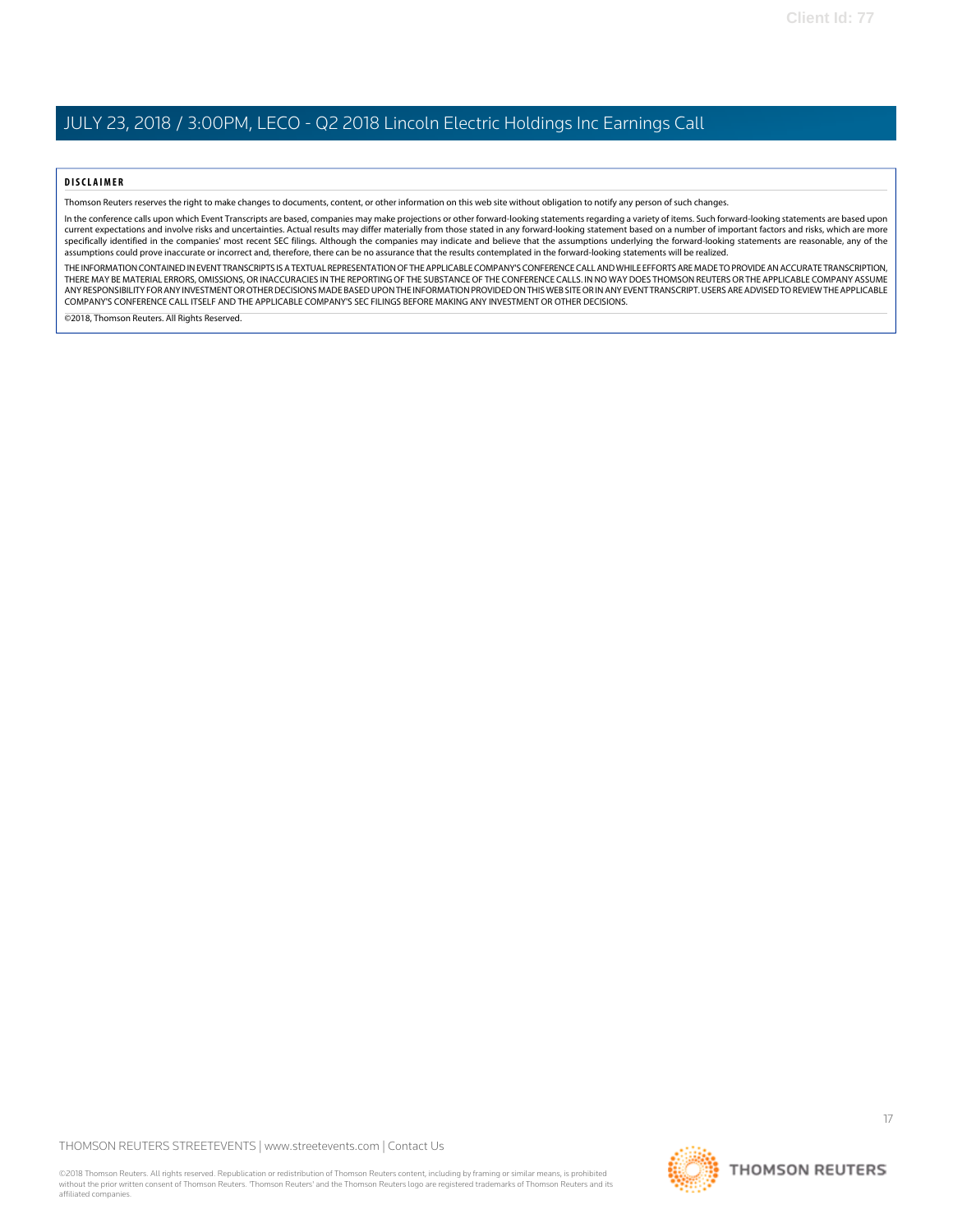**DISCLAIMER**

Thomson Reuters reserves the right to make changes to documents, content, or other information on this web site without obligation to notify any person of such changes.

In the conference calls upon which Event Transcripts are based, companies may make projections or other forward-looking statements regarding a variety of items. Such forward-looking statements are based upon current expectations and involve risks and uncertainties. Actual results may differ materially from those stated in any forward-looking statement based on a number of important factors and risks, which are more specifically identified in the companies' most recent SEC filings. Although the companies may indicate and believe that the assumptions underlying the forward-looking statements are reasonable, any of the assumptions could prove inaccurate or incorrect and, therefore, there can be no assurance that the results contemplated in the forward-looking statements will be realized.

THE INFORMATION CONTAINED IN EVENT TRANSCRIPTS IS A TEXTUAL REPRESENTATION OF THE APPLICABLE COMPANY'S CONFERENCE CALL AND WHILE EFFORTS ARE MADE TO PROVIDE AN ACCURATE TRANSCRIPTION, THERE MAY BE MATERIAL ERRORS, OMISSIONS, OR INACCURACIES IN THE REPORTING OF THE SUBSTANCE OF THE CONFERENCE CALLS. IN NO WAY DOES THOMSON REUTERS OR THE APPLICABLE COMPANY ASSUME ANY RESPONSIBILITY FOR ANY INVESTMENT OR OTHER DECISIONS MADE BASED UPON THE INFORMATION PROVIDED ON THIS WEB SITE OR IN ANY EVENT TRANSCRIPT. USERS ARE ADVISED TO REVIEW THE APPLICABLE COMPANY'S CONFERENCE CALL ITSELF AND THE APPLICABLE COMPANY'S SEC FILINGS BEFORE MAKING ANY INVESTMENT OR OTHER DECISIONS.

©2018, Thomson Reuters. All Rights Reserved.